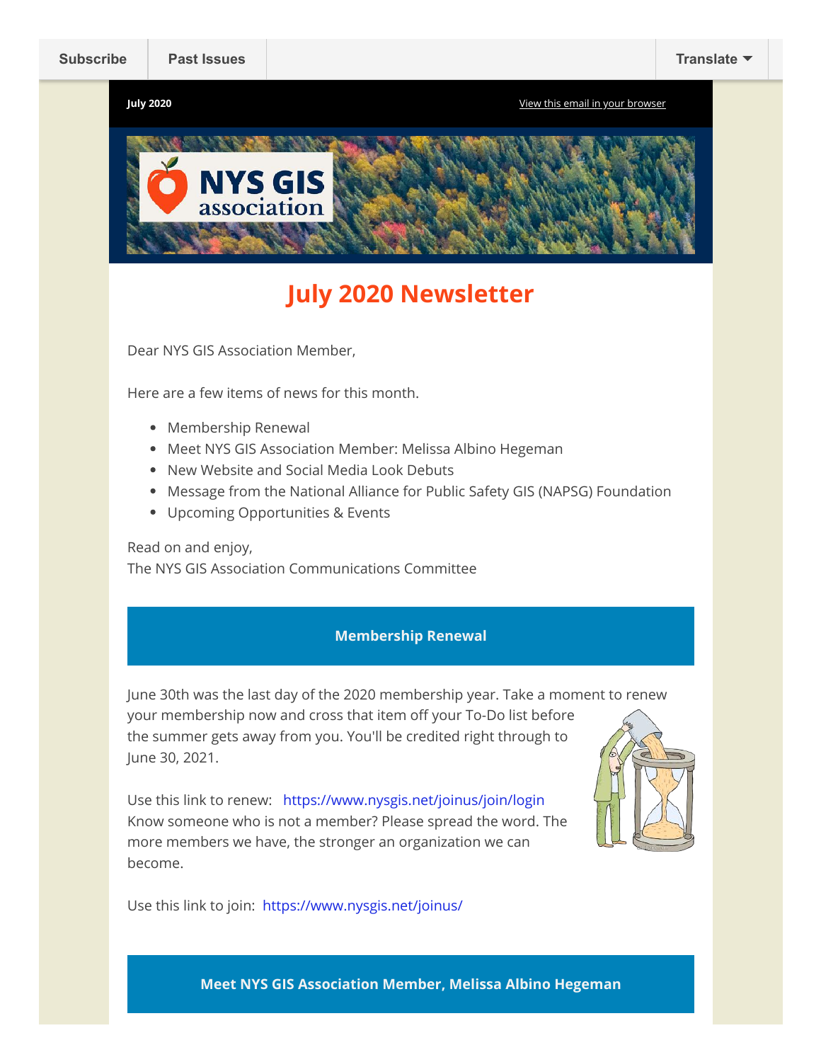Subscribe | Past Issues | Translate

July 2020 | View this email in your browser

# July 2020 Newsletter

Dear NYS GIS Association Member,

Here are a few items of news for this month.

- Membership Renewal
- Meet NYS GIS Association Member: Melissa Albino Hegeman
- New Website and Social Media Look Debuts
- Message from the National Alliance for Public Safety GIS (NAPSG) Foundation
- Upcoming Opportunities & Events

Read on and enjoy,
The NYS GIS Association Communications Committee

## Membership Renewal

June 30th was the last day of the 2020 membership year. Take a moment to renew your membership now and cross that item off your To-Do list before the summer gets away from you. You'll be credited right through to June 30, 2021.

Use this link to renew: https://www.nysgis.net/joinus/join/login
Know someone who is not a member? Please spread the word. The more members we have, the stronger an organization we can become.

Use this link to join: https://www.nysgis.net/joinus/

## Meet NYS GIS Association Member, Melissa Albino Hegeman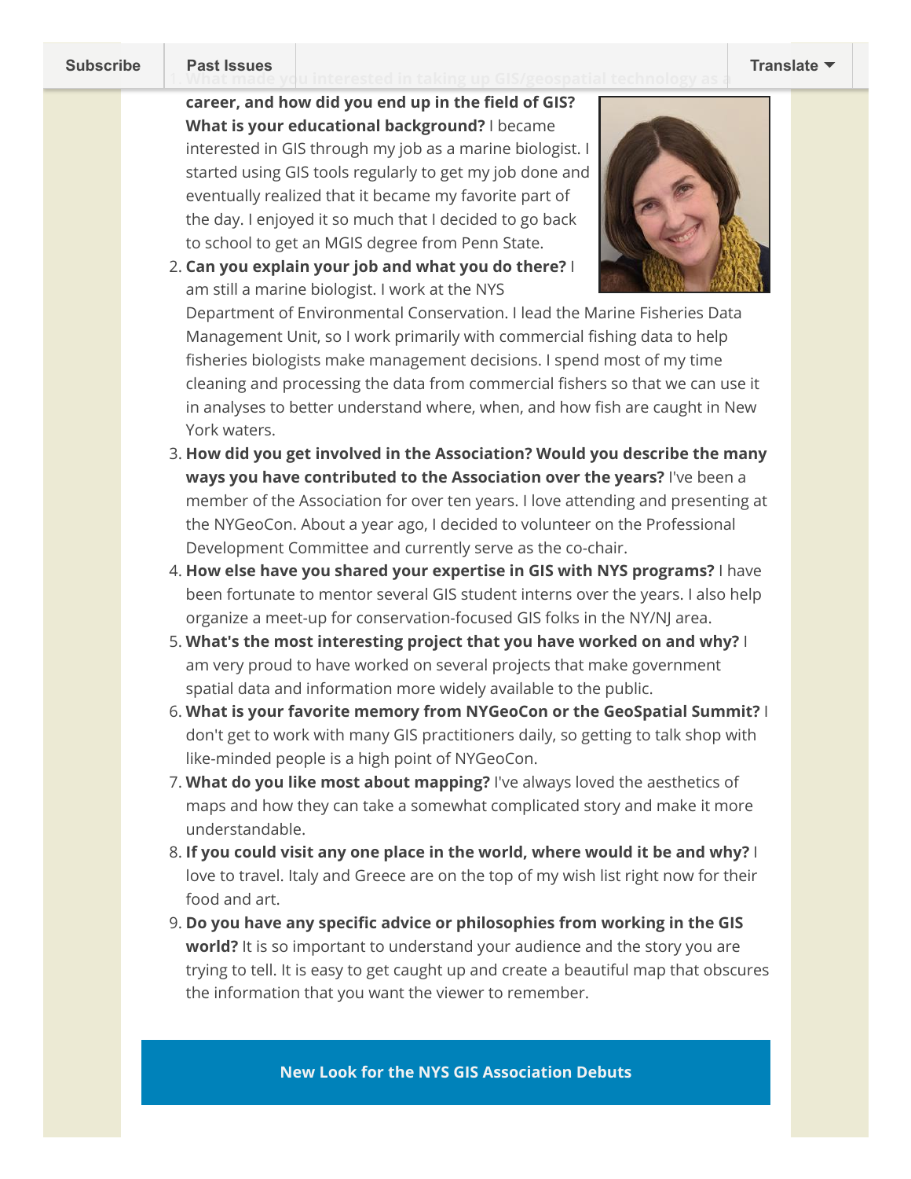1. **What made you interested in taking up GIS/geospatial technology as a career, and how did you end up in the field of GIS? What is your educational background?** I became interested in GIS through my job as a marine biologist. I started using GIS tools regularly to get my job done and eventually realized that it became my favorite part of the day. I enjoyed it so much that I decided to go back to school to get an MGIS degree from Penn State.
2. **Can you explain your job and what you do there?** I am still a marine biologist. I work at the NYS Department of Environmental Conservation. I lead the Marine Fisheries Data Management Unit, so I work primarily with commercial fishing data to help fisheries biologists make management decisions. I spend most of my time cleaning and processing the data from commercial fishers so that we can use it in analyses to better understand where, when, and how fish are caught in New York waters.
3. **How did you get involved in the Association? Would you describe the many ways you have contributed to the Association over the years?** I've been a member of the Association for over ten years. I love attending and presenting at the NYGeoCon. About a year ago, I decided to volunteer on the Professional Development Committee and currently serve as the co-chair.
4. **How else have you shared your expertise in GIS with NYS programs?** I have been fortunate to mentor several GIS student interns over the years. I also help organize a meet-up for conservation-focused GIS folks in the NY/NJ area.
5. **What's the most interesting project that you have worked on and why?** I am very proud to have worked on several projects that make government spatial data and information more widely available to the public.
6. **What is your favorite memory from NYGeoCon or the GeoSpatial Summit?** I don't get to work with many GIS practitioners daily, so getting to talk shop with like-minded people is a high point of NYGeoCon.
7. **What do you like most about mapping?** I've always loved the aesthetics of maps and how they can take a somewhat complicated story and make it more understandable.
8. **If you could visit any one place in the world, where would it be and why?** I love to travel. Italy and Greece are on the top of my wish list right now for their food and art.
9. **Do you have any specific advice or philosophies from working in the GIS world?** It is so important to understand your audience and the story you are trying to tell. It is easy to get caught up and create a beautiful map that obscures the information that you want the viewer to remember.

## New Look for the NYS GIS Association Debuts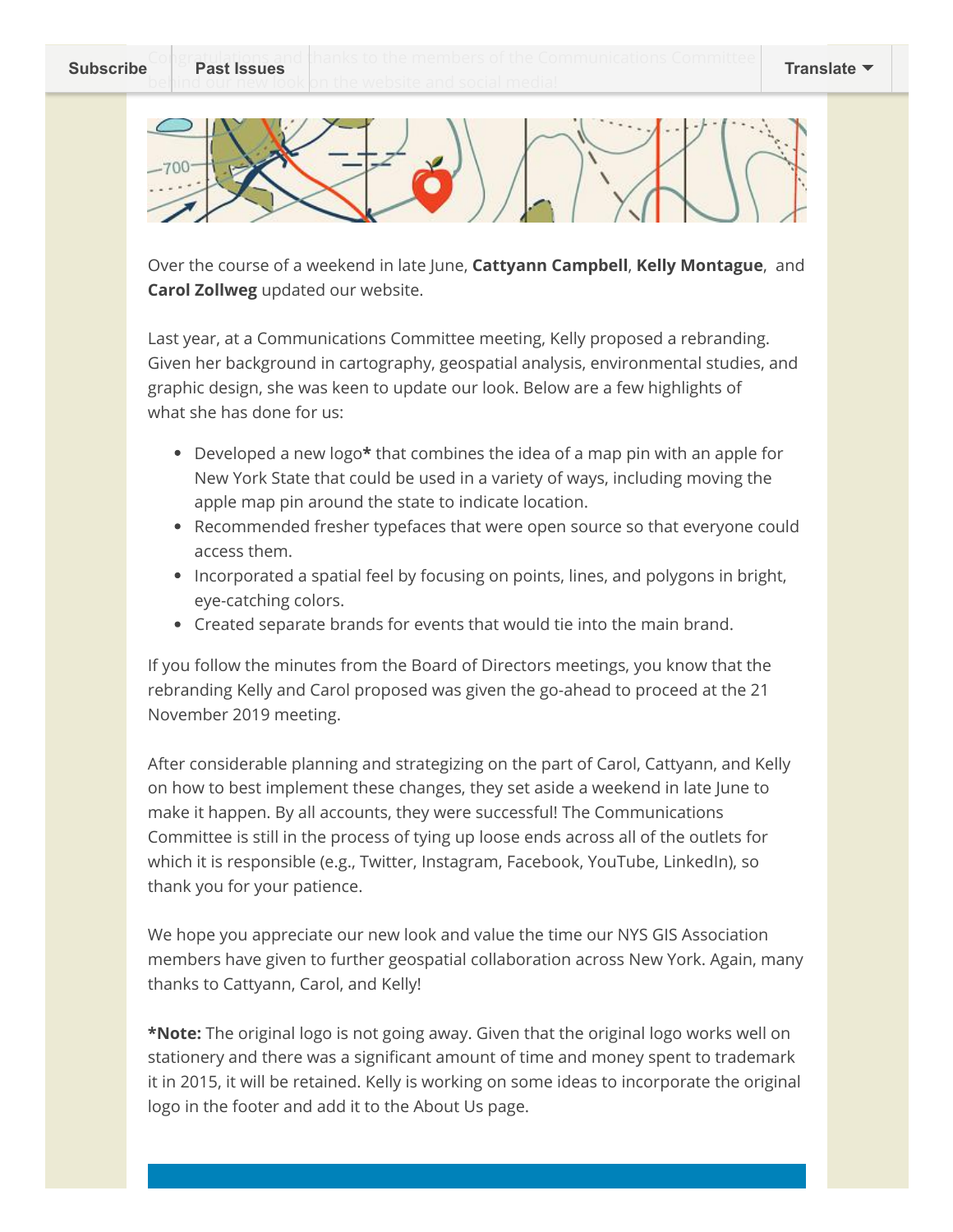Congratulations and thanks to the members of the Communications Committee behind our new look on the website and social media!

Over the course of a weekend in late June, **Cattyann Campbell**, **Kelly Montague**, and **Carol Zollweg** updated our website.

Last year, at a Communications Committee meeting, Kelly proposed a rebranding. Given her background in cartography, geospatial analysis, environmental studies, and graphic design, she was keen to update our look. Below are a few highlights of what she has done for us:

- Developed a new logo**\*** that combines the idea of a map pin with an apple for New York State that could be used in a variety of ways, including moving the apple map pin around the state to indicate location.
- Recommended fresher typefaces that were open source so that everyone could access them.
- Incorporated a spatial feel by focusing on points, lines, and polygons in bright, eye-catching colors.
- Created separate brands for events that would tie into the main brand.

If you follow the minutes from the Board of Directors meetings, you know that the rebranding Kelly and Carol proposed was given the go-ahead to proceed at the 21 November 2019 meeting.

After considerable planning and strategizing on the part of Carol, Cattyann, and Kelly on how to best implement these changes, they set aside a weekend in late June to make it happen. By all accounts, they were successful! The Communications Committee is still in the process of tying up loose ends across all of the outlets for which it is responsible (e.g., Twitter, Instagram, Facebook, YouTube, LinkedIn), so thank you for your patience.

We hope you appreciate our new look and value the time our NYS GIS Association members have given to further geospatial collaboration across New York. Again, many thanks to Cattyann, Carol, and Kelly!

**\*Note:** The original logo is not going away. Given that the original logo works well on stationery and there was a significant amount of time and money spent to trademark it in 2015, it will be retained. Kelly is working on some ideas to incorporate the original logo in the footer and add it to the About Us page.